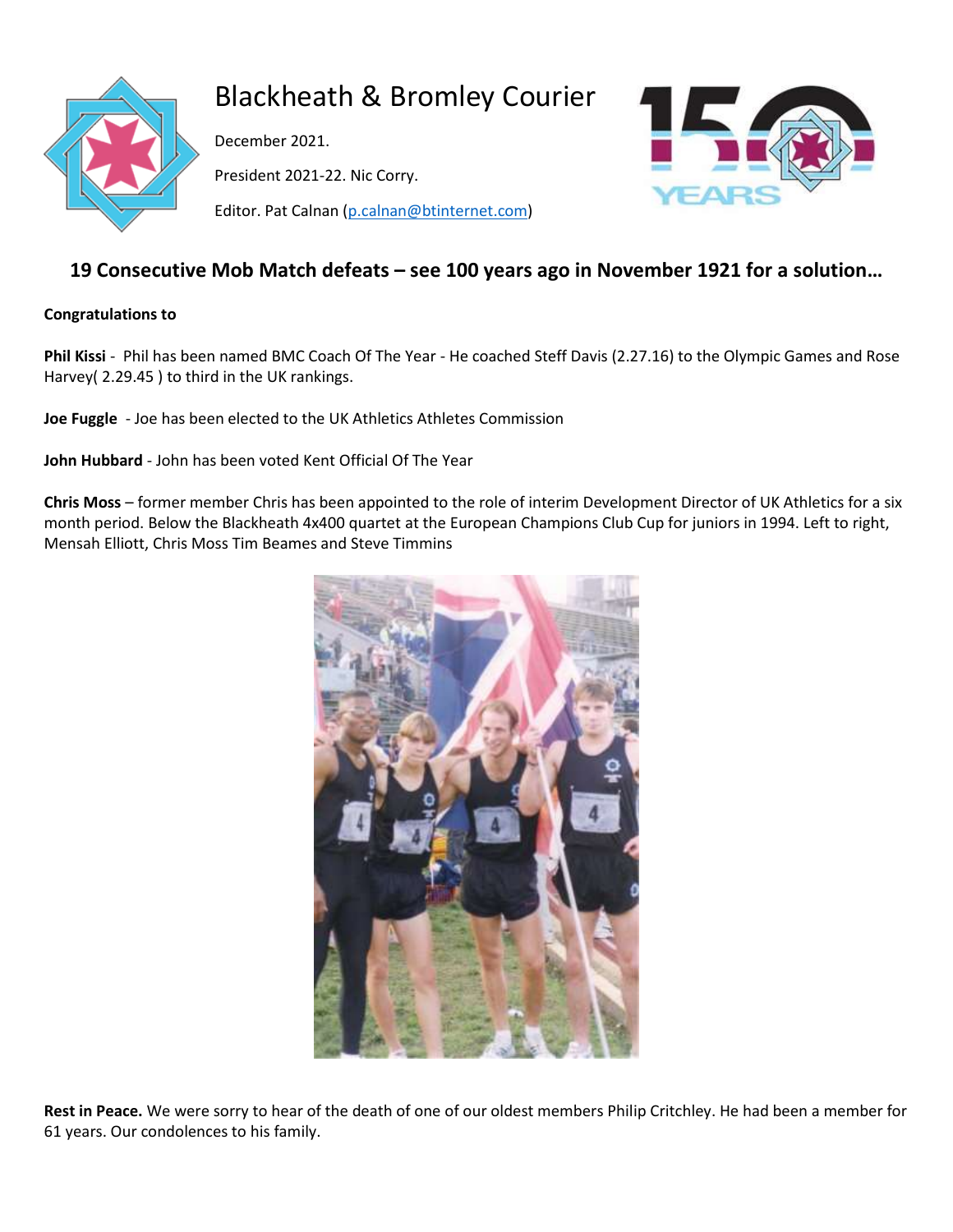# Blackheath & Bromley Courier

December 2021.

President 2021-22. Nic Corry.

Editor. Pat Calnan (p.calnan@btinternet.com)

## 19 Consecutive Mob Match defeats – see 100 years ago in November 1921 for a solution…

**Congratulations to**

**Phil Kissi** - Phil has been named BMC Coach Of The Year - He coached Steff Davis (2.27.16) to the Olympic Games and Rose Harvey( 2.29.45 ) to third in the UK rankings.

**Joe Fuggle** - Joe has been elected to the UK Athletics Athletes Commission

**John Hubbard** - John has been voted Kent Official Of The Year

**Chris Moss** – former member Chris has been appointed to the role of interim Development Director of UK Athletics for a six month period. Below the Blackheath 4x400 quartet at the European Champions Club Cup for juniors in 1994. Left to right, Mensah Elliott, Chris Moss Tim Beames and Steve Timmins

**Rest in Peace.** We were sorry to hear of the death of one of our oldest members Philip Critchley. He had been a member for 61 years. Our condolences to his family.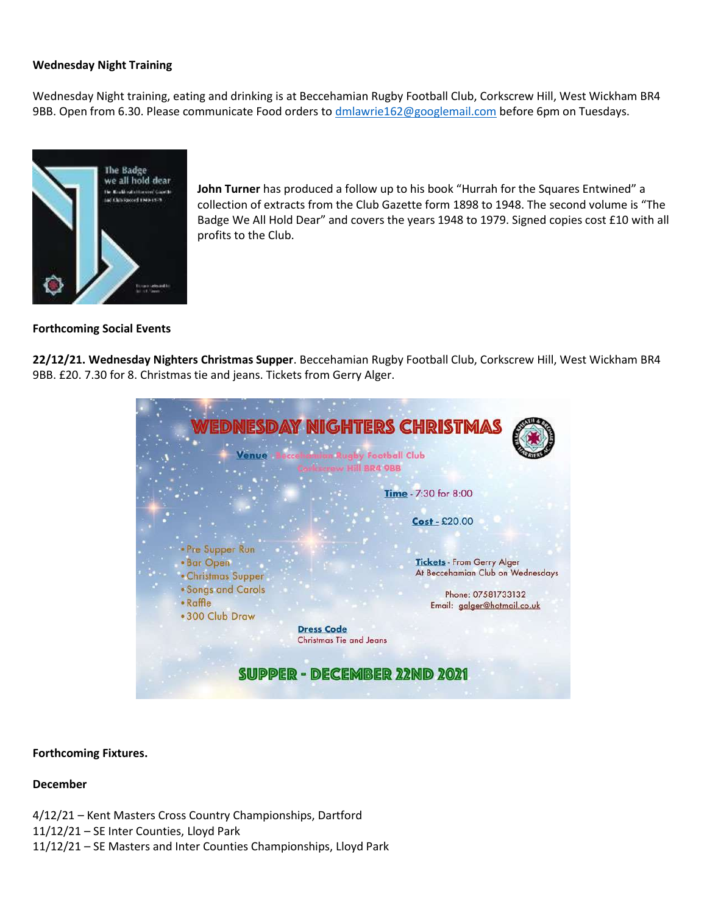**Wednesday Night Training**

Wednesday Night training, eating and drinking is at Beccehamian Rugby Football Club, Corkscrew Hill, West Wickham BR4 9BB. Open from 6.30. Please communicate Food orders to dmlawrie162@googlemail.com before 6pm on Tuesdays.

**John Turner** has produced a follow up to his book "Hurrah for the Squares Entwined" a collection of extracts from the Club Gazette form 1898 to 1948. The second volume is "The Badge We All Hold Dear" and covers the years 1948 to 1979. Signed copies cost £10 with all profits to the Club.

**Forthcoming Social Events**

**22/12/21. Wednesday Nighters Christmas Supper**. Beccehamian Rugby Football Club, Corkscrew Hill, West Wickham BR4 9BB. £20. 7.30 for 8. Christmas tie and jeans. Tickets from Gerry Alger.

WEDNESDAY NIGHTERS CHRISTMAS

Venue - Beccehamian Rugby Football Club, Corkscrew Hill BR4 9BB

Time - 7:30 for 8:00

Cost - £20.00

- Pre Supper Run
- Bar Open
- Christmas Supper
- Songs and Carols
- Raffle
- 300 Club Draw

Tickets - From Gerry Alger At Beccehamian Club on Wednesdays

Phone: 07581733132
Email: galger@hotmail.co.uk

Dress Code
Christmas Tie and Jeans

SUPPER - DECEMBER 22ND 2021

**Forthcoming Fixtures.**

**December**

4/12/21 – Kent Masters Cross Country Championships, Dartford
11/12/21 – SE Inter Counties, Lloyd Park
11/12/21 – SE Masters and Inter Counties Championships, Lloyd Park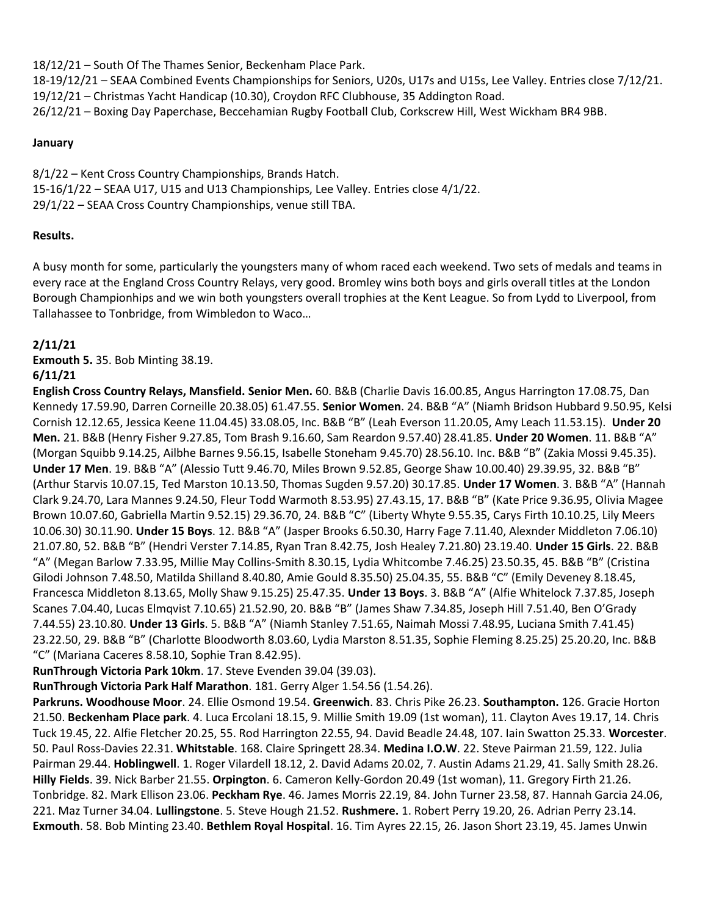18/12/21 – South Of The Thames Senior, Beckenham Place Park.
18-19/12/21 – SEAA Combined Events Championships for Seniors, U20s, U17s and U15s, Lee Valley. Entries close 7/12/21.
19/12/21 – Christmas Yacht Handicap (10.30), Croydon RFC Clubhouse, 35 Addington Road.
26/12/21 – Boxing Day Paperchase, Beccehamian Rugby Football Club, Corkscrew Hill, West Wickham BR4 9BB.

**January**

8/1/22 – Kent Cross Country Championships, Brands Hatch.
15-16/1/22 – SEAA U17, U15 and U13 Championships, Lee Valley. Entries close 4/1/22.
29/1/22 – SEAA Cross Country Championships, venue still TBA.

**Results.**

A busy month for some, particularly the youngsters many of whom raced each weekend. Two sets of medals and teams in every race at the England Cross Country Relays, very good. Bromley wins both boys and girls overall titles at the London Borough Championhips and we win both youngsters overall trophies at the Kent League. So from Lydd to Liverpool, from Tallahassee to Tonbridge, from Wimbledon to Waco…

**2/11/21**
**Exmouth 5.** 35. Bob Minting 38.19.
**6/11/21**
**English Cross Country Relays, Mansfield. Senior Men.** 60. B&B (Charlie Davis 16.00.85, Angus Harrington 17.08.75, Dan Kennedy 17.59.90, Darren Corneille 20.38.05) 61.47.55. **Senior Women**. 24. B&B "A" (Niamh Bridson Hubbard 9.50.95, Kelsi Cornish 12.12.65, Jessica Keene 11.04.45) 33.08.05, Inc. B&B "B" (Leah Everson 11.20.05, Amy Leach 11.53.15). **Under 20 Men.** 21. B&B (Henry Fisher 9.27.85, Tom Brash 9.16.60, Sam Reardon 9.57.40) 28.41.85. **Under 20 Women**. 11. B&B "A" (Morgan Squibb 9.14.25, Ailbhe Barnes 9.56.15, Isabelle Stoneham 9.45.70) 28.56.10. Inc. B&B "B" (Zakia Mossi 9.45.35). **Under 17 Men**. 19. B&B "A" (Alessio Tutt 9.46.70, Miles Brown 9.52.85, George Shaw 10.00.40) 29.39.95, 32. B&B "B" (Arthur Starvis 10.07.15, Ted Marston 10.13.50, Thomas Sugden 9.57.20) 30.17.85. **Under 17 Women**. 3. B&B "A" (Hannah Clark 9.24.70, Lara Mannes 9.24.50, Fleur Todd Warmoth 8.53.95) 27.43.15, 17. B&B "B" (Kate Price 9.36.95, Olivia Magee Brown 10.07.60, Gabriella Martin 9.52.15) 29.36.70, 24. B&B "C" (Liberty Whyte 9.55.35, Carys Firth 10.10.25, Lily Meers 10.06.30) 30.11.90. **Under 15 Boys**. 12. B&B "A" (Jasper Brooks 6.50.30, Harry Fage 7.11.40, Alexnder Middleton 7.06.10) 21.07.80, 52. B&B "B" (Hendri Verster 7.14.85, Ryan Tran 8.42.75, Josh Healey 7.21.80) 23.19.40. **Under 15 Girls**. 22. B&B "A" (Megan Barlow 7.33.95, Millie May Collins-Smith 8.30.15, Lydia Whitcombe 7.46.25) 23.50.35, 45. B&B "B" (Cristina Gilodi Johnson 7.48.50, Matilda Shilland 8.40.80, Amie Gould 8.35.50) 25.04.35, 55. B&B "C" (Emily Deveney 8.18.45, Francesca Middleton 8.13.65, Molly Shaw 9.15.25) 25.47.35. **Under 13 Boys**. 3. B&B "A" (Alfie Whitelock 7.37.85, Joseph Scanes 7.04.40, Lucas Elmqvist 7.10.65) 21.52.90, 20. B&B "B" (James Shaw 7.34.85, Joseph Hill 7.51.40, Ben O'Grady 7.44.55) 23.10.80. **Under 13 Girls**. 5. B&B "A" (Niamh Stanley 7.51.65, Naimah Mossi 7.48.95, Luciana Smith 7.41.45) 23.22.50, 29. B&B "B" (Charlotte Bloodworth 8.03.60, Lydia Marston 8.51.35, Sophie Fleming 8.25.25) 25.20.20, Inc. B&B "C" (Mariana Caceres 8.58.10, Sophie Tran 8.42.95).
**RunThrough Victoria Park 10km**. 17. Steve Evenden 39.04 (39.03).
**RunThrough Victoria Park Half Marathon**. 181. Gerry Alger 1.54.56 (1.54.26).
**Parkruns. Woodhouse Moor**. 24. Ellie Osmond 19.54. **Greenwich**. 83. Chris Pike 26.23. **Southampton.** 126. Gracie Horton 21.50. **Beckenham Place park**. 4. Luca Ercolani 18.15, 9. Millie Smith 19.09 (1st woman), 11. Clayton Aves 19.17, 14. Chris Tuck 19.45, 22. Alfie Fletcher 20.25, 55. Rod Harrington 22.55, 94. David Beadle 24.48, 107. Iain Swatton 25.33. **Worcester**. 50. Paul Ross-Davies 22.31. **Whitstable**. 168. Claire Springett 28.34. **Medina I.O.W**. 22. Steve Pairman 21.59, 122. Julia Pairman 29.44. **Hoblingwell**. 1. Roger Vilardell 18.12, 2. David Adams 20.02, 7. Austin Adams 21.29, 41. Sally Smith 28.26. **Hilly Fields**. 39. Nick Barber 21.55. **Orpington**. 6. Cameron Kelly-Gordon 20.49 (1st woman), 11. Gregory Firth 21.26. Tonbridge. 82. Mark Ellison 23.06. **Peckham Rye**. 46. James Morris 22.19, 84. John Turner 23.58, 87. Hannah Garcia 24.06, 221. Maz Turner 34.04. **Lullingstone**. 5. Steve Hough 21.52. **Rushmere.** 1. Robert Perry 19.20, 26. Adrian Perry 23.14. **Exmouth**. 58. Bob Minting 23.40. **Bethlem Royal Hospital**. 16. Tim Ayres 22.15, 26. Jason Short 23.19, 45. James Unwin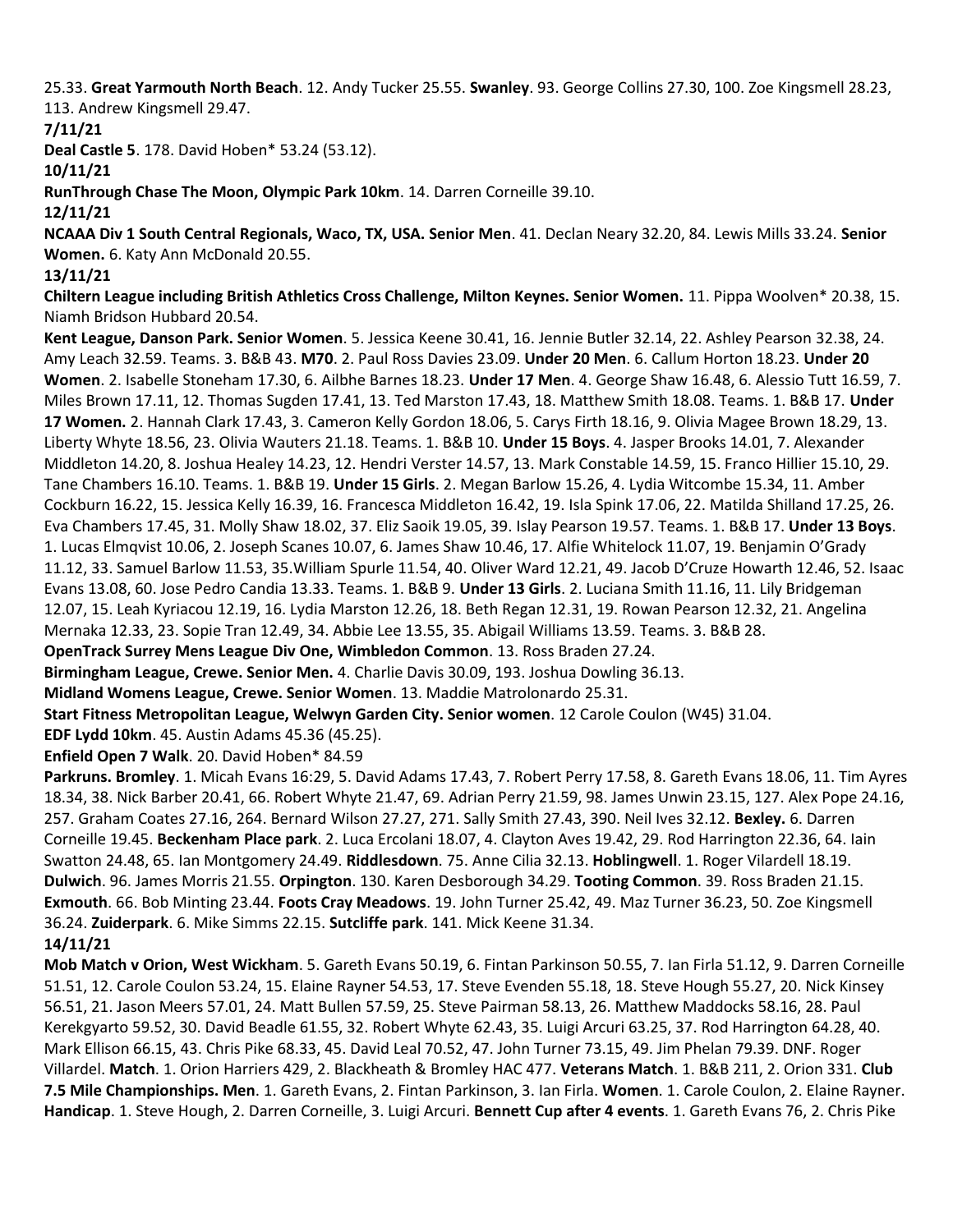25.33. **Great Yarmouth North Beach**. 12. Andy Tucker 25.55. **Swanley**. 93. George Collins 27.30, 100. Zoe Kingsmell 28.23, 113. Andrew Kingsmell 29.47.

**7/11/21**

**Deal Castle 5**. 178. David Hoben* 53.24 (53.12).

**10/11/21**

**RunThrough Chase The Moon, Olympic Park 10km**. 14. Darren Corneille 39.10.

**12/11/21**

**NCAAA Div 1 South Central Regionals, Waco, TX, USA. Senior Men**. 41. Declan Neary 32.20, 84. Lewis Mills 33.24. **Senior Women.** 6. Katy Ann McDonald 20.55.

**13/11/21**

**Chiltern League including British Athletics Cross Challenge, Milton Keynes. Senior Women.** 11. Pippa Woolven* 20.38, 15. Niamh Bridson Hubbard 20.54.

**Kent League, Danson Park. Senior Women**. 5. Jessica Keene 30.41, 16. Jennie Butler 32.14, 22. Ashley Pearson 32.38, 24. Amy Leach 32.59. Teams. 3. B&B 43. **M70**. 2. Paul Ross Davies 23.09. **Under 20 Men**. 6. Callum Horton 18.23. **Under 20 Women**. 2. Isabelle Stoneham 17.30, 6. Ailbhe Barnes 18.23. **Under 17 Men**. 4. George Shaw 16.48, 6. Alessio Tutt 16.59, 7. Miles Brown 17.11, 12. Thomas Sugden 17.41, 13. Ted Marston 17.43, 18. Matthew Smith 18.08. Teams. 1. B&B 17. **Under 17 Women.** 2. Hannah Clark 17.43, 3. Cameron Kelly Gordon 18.06, 5. Carys Firth 18.16, 9. Olivia Magee Brown 18.29, 13. Liberty Whyte 18.56, 23. Olivia Wauters 21.18. Teams. 1. B&B 10. **Under 15 Boys**. 4. Jasper Brooks 14.01, 7. Alexander Middleton 14.20, 8. Joshua Healey 14.23, 12. Hendri Verster 14.57, 13. Mark Constable 14.59, 15. Franco Hillier 15.10, 29. Tane Chambers 16.10. Teams. 1. B&B 19. **Under 15 Girls**. 2. Megan Barlow 15.26, 4. Lydia Witcombe 15.34, 11. Amber Cockburn 16.22, 15. Jessica Kelly 16.39, 16. Francesca Middleton 16.42, 19. Isla Spink 17.06, 22. Matilda Shilland 17.25, 26. Eva Chambers 17.45, 31. Molly Shaw 18.02, 37. Eliz Saoik 19.05, 39. Islay Pearson 19.57. Teams. 1. B&B 17. **Under 13 Boys**. 1. Lucas Elmqvist 10.06, 2. Joseph Scanes 10.07, 6. James Shaw 10.46, 17. Alfie Whitelock 11.07, 19. Benjamin O'Grady 11.12, 33. Samuel Barlow 11.53, 35.William Spurle 11.54, 40. Oliver Ward 12.21, 49. Jacob D'Cruze Howarth 12.46, 52. Isaac Evans 13.08, 60. Jose Pedro Candia 13.33. Teams. 1. B&B 9. **Under 13 Girls**. 2. Luciana Smith 11.16, 11. Lily Bridgeman 12.07, 15. Leah Kyriacou 12.19, 16. Lydia Marston 12.26, 18. Beth Regan 12.31, 19. Rowan Pearson 12.32, 21. Angelina Mernaka 12.33, 23. Sopie Tran 12.49, 34. Abbie Lee 13.55, 35. Abigail Williams 13.59. Teams. 3. B&B 28.

**OpenTrack Surrey Mens League Div One, Wimbledon Common**. 13. Ross Braden 27.24.

**Birmingham League, Crewe. Senior Men.** 4. Charlie Davis 30.09, 193. Joshua Dowling 36.13.

**Midland Womens League, Crewe. Senior Women**. 13. Maddie Matrolonardo 25.31.

**Start Fitness Metropolitan League, Welwyn Garden City. Senior women**. 12 Carole Coulon (W45) 31.04.

**EDF Lydd 10km**. 45. Austin Adams 45.36 (45.25).

**Enfield Open 7 Walk**. 20. David Hoben* 84.59

**Parkruns. Bromley**. 1. Micah Evans 16:29, 5. David Adams 17.43, 7. Robert Perry 17.58, 8. Gareth Evans 18.06, 11. Tim Ayres 18.34, 38. Nick Barber 20.41, 66. Robert Whyte 21.47, 69. Adrian Perry 21.59, 98. James Unwin 23.15, 127. Alex Pope 24.16, 257. Graham Coates 27.16, 264. Bernard Wilson 27.27, 271. Sally Smith 27.43, 390. Neil Ives 32.12. **Bexley.** 6. Darren Corneille 19.45. **Beckenham Place park**. 2. Luca Ercolani 18.07, 4. Clayton Aves 19.42, 29. Rod Harrington 22.36, 64. Iain Swatton 24.48, 65. Ian Montgomery 24.49. **Riddlesdown**. 75. Anne Cilia 32.13. **Hoblingwell**. 1. Roger Vilardell 18.19. **Dulwich**. 96. James Morris 21.55. **Orpington**. 130. Karen Desborough 34.29. **Tooting Common**. 39. Ross Braden 21.15. **Exmouth**. 66. Bob Minting 23.44. **Foots Cray Meadows**. 19. John Turner 25.42, 49. Maz Turner 36.23, 50. Zoe Kingsmell 36.24. **Zuiderpark**. 6. Mike Simms 22.15. **Sutcliffe park**. 141. Mick Keene 31.34.

**14/11/21**

**Mob Match v Orion, West Wickham**. 5. Gareth Evans 50.19, 6. Fintan Parkinson 50.55, 7. Ian Firla 51.12, 9. Darren Corneille 51.51, 12. Carole Coulon 53.24, 15. Elaine Rayner 54.53, 17. Steve Evenden 55.18, 18. Steve Hough 55.27, 20. Nick Kinsey 56.51, 21. Jason Meers 57.01, 24. Matt Bullen 57.59, 25. Steve Pairman 58.13, 26. Matthew Maddocks 58.16, 28. Paul Kerekgyarto 59.52, 30. David Beadle 61.55, 32. Robert Whyte 62.43, 35. Luigi Arcuri 63.25, 37. Rod Harrington 64.28, 40. Mark Ellison 66.15, 43. Chris Pike 68.33, 45. David Leal 70.52, 47. John Turner 73.15, 49. Jim Phelan 79.39. DNF. Roger Villardel. **Match**. 1. Orion Harriers 429, 2. Blackheath & Bromley HAC 477. **Veterans Match**. 1. B&B 211, 2. Orion 331. **Club 7.5 Mile Championships. Men**. 1. Gareth Evans, 2. Fintan Parkinson, 3. Ian Firla. **Women**. 1. Carole Coulon, 2. Elaine Rayner. **Handicap**. 1. Steve Hough, 2. Darren Corneille, 3. Luigi Arcuri. **Bennett Cup after 4 events**. 1. Gareth Evans 76, 2. Chris Pike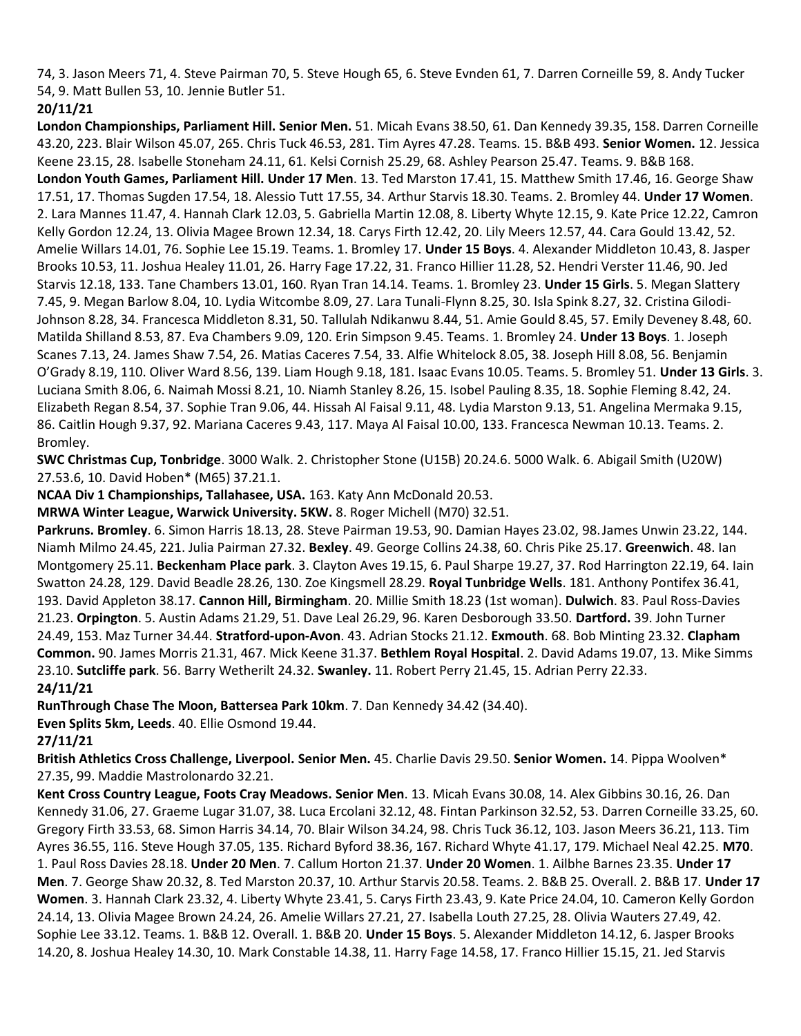74, 3. Jason Meers 71, 4. Steve Pairman 70, 5. Steve Hough 65, 6. Steve Evnden 61, 7. Darren Corneille 59, 8. Andy Tucker 54, 9. Matt Bullen 53, 10. Jennie Butler 51.

**20/11/21**

**London Championships, Parliament Hill. Senior Men.** 51. Micah Evans 38.50, 61. Dan Kennedy 39.35, 158. Darren Corneille 43.20, 223. Blair Wilson 45.07, 265. Chris Tuck 46.53, 281. Tim Ayres 47.28. Teams. 15. B&B 493. **Senior Women.** 12. Jessica Keene 23.15, 28. Isabelle Stoneham 24.11, 61. Kelsi Cornish 25.29, 68. Ashley Pearson 25.47. Teams. 9. B&B 168.

**London Youth Games, Parliament Hill. Under 17 Men**. 13. Ted Marston 17.41, 15. Matthew Smith 17.46, 16. George Shaw 17.51, 17. Thomas Sugden 17.54, 18. Alessio Tutt 17.55, 34. Arthur Starvis 18.30. Teams. 2. Bromley 44. **Under 17 Women**. 2. Lara Mannes 11.47, 4. Hannah Clark 12.03, 5. Gabriella Martin 12.08, 8. Liberty Whyte 12.15, 9. Kate Price 12.22, Camron Kelly Gordon 12.24, 13. Olivia Magee Brown 12.34, 18. Carys Firth 12.42, 20. Lily Meers 12.57, 44. Cara Gould 13.42, 52. Amelie Willars 14.01, 76. Sophie Lee 15.19. Teams. 1. Bromley 17. **Under 15 Boys**. 4. Alexander Middleton 10.43, 8. Jasper Brooks 10.53, 11. Joshua Healey 11.01, 26. Harry Fage 17.22, 31. Franco Hillier 11.28, 52. Hendri Verster 11.46, 90. Jed Starvis 12.18, 133. Tane Chambers 13.01, 160. Ryan Tran 14.14. Teams. 1. Bromley 23. **Under 15 Girls**. 5. Megan Slattery 7.45, 9. Megan Barlow 8.04, 10. Lydia Witcombe 8.09, 27. Lara Tunali-Flynn 8.25, 30. Isla Spink 8.27, 32. Cristina Gilodi-Johnson 8.28, 34. Francesca Middleton 8.31, 50. Tallulah Ndikanwu 8.44, 51. Amie Gould 8.45, 57. Emily Deveney 8.48, 60. Matilda Shilland 8.53, 87. Eva Chambers 9.09, 120. Erin Simpson 9.45. Teams. 1. Bromley 24. **Under 13 Boys**. 1. Joseph Scanes 7.13, 24. James Shaw 7.54, 26. Matias Caceres 7.54, 33. Alfie Whitelock 8.05, 38. Joseph Hill 8.08, 56. Benjamin O'Grady 8.19, 110. Oliver Ward 8.56, 139. Liam Hough 9.18, 181. Isaac Evans 10.05. Teams. 5. Bromley 51. **Under 13 Girls**. 3. Luciana Smith 8.06, 6. Naimah Mossi 8.21, 10. Niamh Stanley 8.26, 15. Isobel Pauling 8.35, 18. Sophie Fleming 8.42, 24. Elizabeth Regan 8.54, 37. Sophie Tran 9.06, 44. Hissah Al Faisal 9.11, 48. Lydia Marston 9.13, 51. Angelina Mermaka 9.15, 86. Caitlin Hough 9.37, 92. Mariana Caceres 9.43, 117. Maya Al Faisal 10.00, 133. Francesca Newman 10.13. Teams. 2. Bromley.

**SWC Christmas Cup, Tonbridge**. 3000 Walk. 2. Christopher Stone (U15B) 20.24.6. 5000 Walk. 6. Abigail Smith (U20W) 27.53.6, 10. David Hoben* (M65) 37.21.1.

**NCAA Div 1 Championships, Tallahasee, USA.** 163. Katy Ann McDonald 20.53.

**MRWA Winter League, Warwick University. 5KW.** 8. Roger Michell (M70) 32.51.

**Parkruns. Bromley**. 6. Simon Harris 18.13, 28. Steve Pairman 19.53, 90. Damian Hayes 23.02, 98. James Unwin 23.22, 144. Niamh Milmo 24.45, 221. Julia Pairman 27.32. **Bexley**. 49. George Collins 24.38, 60. Chris Pike 25.17. **Greenwich**. 48. Ian Montgomery 25.11. **Beckenham Place park**. 3. Clayton Aves 19.15, 6. Paul Sharpe 19.27, 37. Rod Harrington 22.19, 64. Iain Swatton 24.28, 129. David Beadle 28.26, 130. Zoe Kingsmell 28.29. **Royal Tunbridge Wells**. 181. Anthony Pontifex 36.41, 193. David Appleton 38.17. **Cannon Hill, Birmingham**. 20. Millie Smith 18.23 (1st woman). **Dulwich**. 83. Paul Ross-Davies 21.23. **Orpington**. 5. Austin Adams 21.29, 51. Dave Leal 26.29, 96. Karen Desborough 33.50. **Dartford.** 39. John Turner 24.49, 153. Maz Turner 34.44. **Stratford-upon-Avon**. 43. Adrian Stocks 21.12. **Exmouth**. 68. Bob Minting 23.32. **Clapham Common.** 90. James Morris 21.31, 467. Mick Keene 31.37. **Bethlem Royal Hospital**. 2. David Adams 19.07, 13. Mike Simms 23.10. **Sutcliffe park**. 56. Barry Wetherilt 24.32. **Swanley.** 11. Robert Perry 21.45, 15. Adrian Perry 22.33.

**24/11/21**

**RunThrough Chase The Moon, Battersea Park 10km**. 7. Dan Kennedy 34.42 (34.40).

**Even Splits 5km, Leeds**. 40. Ellie Osmond 19.44.

**27/11/21**

**British Athletics Cross Challenge, Liverpool. Senior Men.** 45. Charlie Davis 29.50. **Senior Women.** 14. Pippa Woolven* 27.35, 99. Maddie Mastrolonardo 32.21.

**Kent Cross Country League, Foots Cray Meadows. Senior Men**. 13. Micah Evans 30.08, 14. Alex Gibbins 30.16, 26. Dan Kennedy 31.06, 27. Graeme Lugar 31.07, 38. Luca Ercolani 32.12, 48. Fintan Parkinson 32.52, 53. Darren Corneille 33.25, 60. Gregory Firth 33.53, 68. Simon Harris 34.14, 70. Blair Wilson 34.24, 98. Chris Tuck 36.12, 103. Jason Meers 36.21, 113. Tim Ayres 36.55, 116. Steve Hough 37.05, 135. Richard Byford 38.36, 167. Richard Whyte 41.17, 179. Michael Neal 42.25. **M70**. 1. Paul Ross Davies 28.18. **Under 20 Men**. 7. Callum Horton 21.37. **Under 20 Women**. 1. Ailbhe Barnes 23.35. **Under 17 Men**. 7. George Shaw 20.32, 8. Ted Marston 20.37, 10. Arthur Starvis 20.58. Teams. 2. B&B 25. Overall. 2. B&B 17. **Under 17 Women**. 3. Hannah Clark 23.32, 4. Liberty Whyte 23.41, 5. Carys Firth 23.43, 9. Kate Price 24.04, 10. Cameron Kelly Gordon 24.14, 13. Olivia Magee Brown 24.24, 26. Amelie Willars 27.21, 27. Isabella Louth 27.25, 28. Olivia Wauters 27.49, 42. Sophie Lee 33.12. Teams. 1. B&B 12. Overall. 1. B&B 20. **Under 15 Boys**. 5. Alexander Middleton 14.12, 6. Jasper Brooks 14.20, 8. Joshua Healey 14.30, 10. Mark Constable 14.38, 11. Harry Fage 14.58, 17. Franco Hillier 15.15, 21. Jed Starvis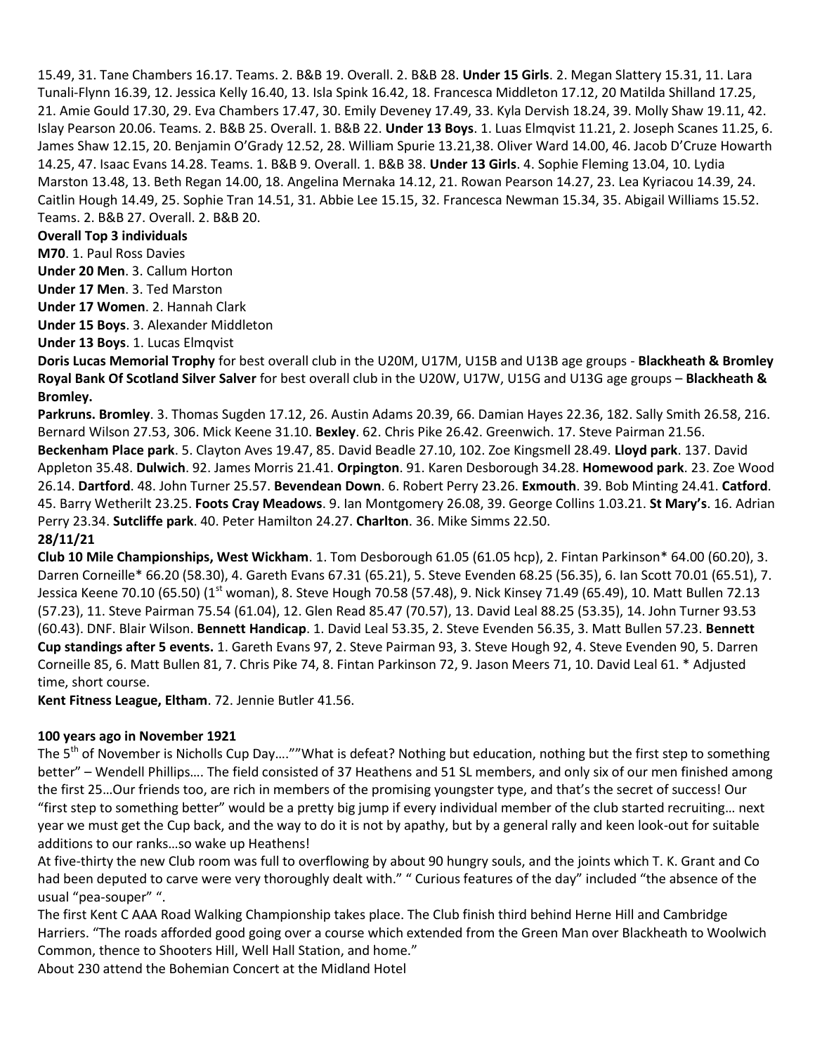15.49, 31. Tane Chambers 16.17. Teams. 2. B&B 19. Overall. 2. B&B 28. **Under 15 Girls**. 2. Megan Slattery 15.31, 11. Lara Tunali-Flynn 16.39, 12. Jessica Kelly 16.40, 13. Isla Spink 16.42, 18. Francesca Middleton 17.12, 20 Matilda Shilland 17.25, 21. Amie Gould 17.30, 29. Eva Chambers 17.47, 30. Emily Deveney 17.49, 33. Kyla Dervish 18.24, 39. Molly Shaw 19.11, 42. Islay Pearson 20.06. Teams. 2. B&B 25. Overall. 1. B&B 22. **Under 13 Boys**. 1. Luas Elmqvist 11.21, 2. Joseph Scanes 11.25, 6. James Shaw 12.15, 20. Benjamin O'Grady 12.52, 28. William Spurie 13.21,38. Oliver Ward 14.00, 46. Jacob D'Cruze Howarth 14.25, 47. Isaac Evans 14.28. Teams. 1. B&B 9. Overall. 1. B&B 38. **Under 13 Girls**. 4. Sophie Fleming 13.04, 10. Lydia Marston 13.48, 13. Beth Regan 14.00, 18. Angelina Mernaka 14.12, 21. Rowan Pearson 14.27, 23. Lea Kyriacou 14.39, 24. Caitlin Hough 14.49, 25. Sophie Tran 14.51, 31. Abbie Lee 15.15, 32. Francesca Newman 15.34, 35. Abigail Williams 15.52. Teams. 2. B&B 27. Overall. 2. B&B 20.

**Overall Top 3 individuals**

**M70**. 1. Paul Ross Davies

**Under 20 Men**. 3. Callum Horton

**Under 17 Men**. 3. Ted Marston

**Under 17 Women**. 2. Hannah Clark

**Under 15 Boys**. 3. Alexander Middleton

**Under 13 Boys**. 1. Lucas Elmqvist

**Doris Lucas Memorial Trophy** for best overall club in the U20M, U17M, U15B and U13B age groups - **Blackheath & Bromley Royal Bank Of Scotland Silver Salver** for best overall club in the U20W, U17W, U15G and U13G age groups – **Blackheath & Bromley.**

**Parkruns. Bromley**. 3. Thomas Sugden 17.12, 26. Austin Adams 20.39, 66. Damian Hayes 22.36, 182. Sally Smith 26.58, 216. Bernard Wilson 27.53, 306. Mick Keene 31.10. **Bexley**. 62. Chris Pike 26.42. Greenwich. 17. Steve Pairman 21.56. **Beckenham Place park**. 5. Clayton Aves 19.47, 85. David Beadle 27.10, 102. Zoe Kingsmell 28.49. **Lloyd park**. 137. David Appleton 35.48. **Dulwich**. 92. James Morris 21.41. **Orpington**. 91. Karen Desborough 34.28. **Homewood park**. 23. Zoe Wood 26.14. **Dartford**. 48. John Turner 25.57. **Bevendean Down**. 6. Robert Perry 23.26. **Exmouth**. 39. Bob Minting 24.41. **Catford**. 45. Barry Wetherilt 23.25. **Foots Cray Meadows**. 9. Ian Montgomery 26.08, 39. George Collins 1.03.21. **St Mary's**. 16. Adrian Perry 23.34. **Sutcliffe park**. 40. Peter Hamilton 24.27. **Charlton**. 36. Mike Simms 22.50.

**28/11/21**

**Club 10 Mile Championships, West Wickham**. 1. Tom Desborough 61.05 (61.05 hcp), 2. Fintan Parkinson* 64.00 (60.20), 3. Darren Corneille* 66.20 (58.30), 4. Gareth Evans 67.31 (65.21), 5. Steve Evenden 68.25 (56.35), 6. Ian Scott 70.01 (65.51), 7. Jessica Keene 70.10 (65.50) (1st woman), 8. Steve Hough 70.58 (57.48), 9. Nick Kinsey 71.49 (65.49), 10. Matt Bullen 72.13 (57.23), 11. Steve Pairman 75.54 (61.04), 12. Glen Read 85.47 (70.57), 13. David Leal 88.25 (53.35), 14. John Turner 93.53 (60.43). DNF. Blair Wilson. **Bennett Handicap**. 1. David Leal 53.35, 2. Steve Evenden 56.35, 3. Matt Bullen 57.23. **Bennett Cup standings after 5 events.** 1. Gareth Evans 97, 2. Steve Pairman 93, 3. Steve Hough 92, 4. Steve Evenden 90, 5. Darren Corneille 85, 6. Matt Bullen 81, 7. Chris Pike 74, 8. Fintan Parkinson 72, 9. Jason Meers 71, 10. David Leal 61. * Adjusted time, short course.

**Kent Fitness League, Eltham**. 72. Jennie Butler 41.56.

**100 years ago in November 1921**

The 5th of November is Nicholls Cup Day….""What is defeat? Nothing but education, nothing but the first step to something better" – Wendell Phillips…. The field consisted of 37 Heathens and 51 SL members, and only six of our men finished among the first 25…Our friends too, are rich in members of the promising youngster type, and that's the secret of success! Our "first step to something better" would be a pretty big jump if every individual member of the club started recruiting… next year we must get the Cup back, and the way to do it is not by apathy, but by a general rally and keen look-out for suitable additions to our ranks…so wake up Heathens!

At five-thirty the new Club room was full to overflowing by about 90 hungry souls, and the joints which T. K. Grant and Co had been deputed to carve were very thoroughly dealt with." " Curious features of the day" included "the absence of the usual "pea-souper" ".

The first Kent C AAA Road Walking Championship takes place. The Club finish third behind Herne Hill and Cambridge Harriers. "The roads afforded good going over a course which extended from the Green Man over Blackheath to Woolwich Common, thence to Shooters Hill, Well Hall Station, and home."

About 230 attend the Bohemian Concert at the Midland Hotel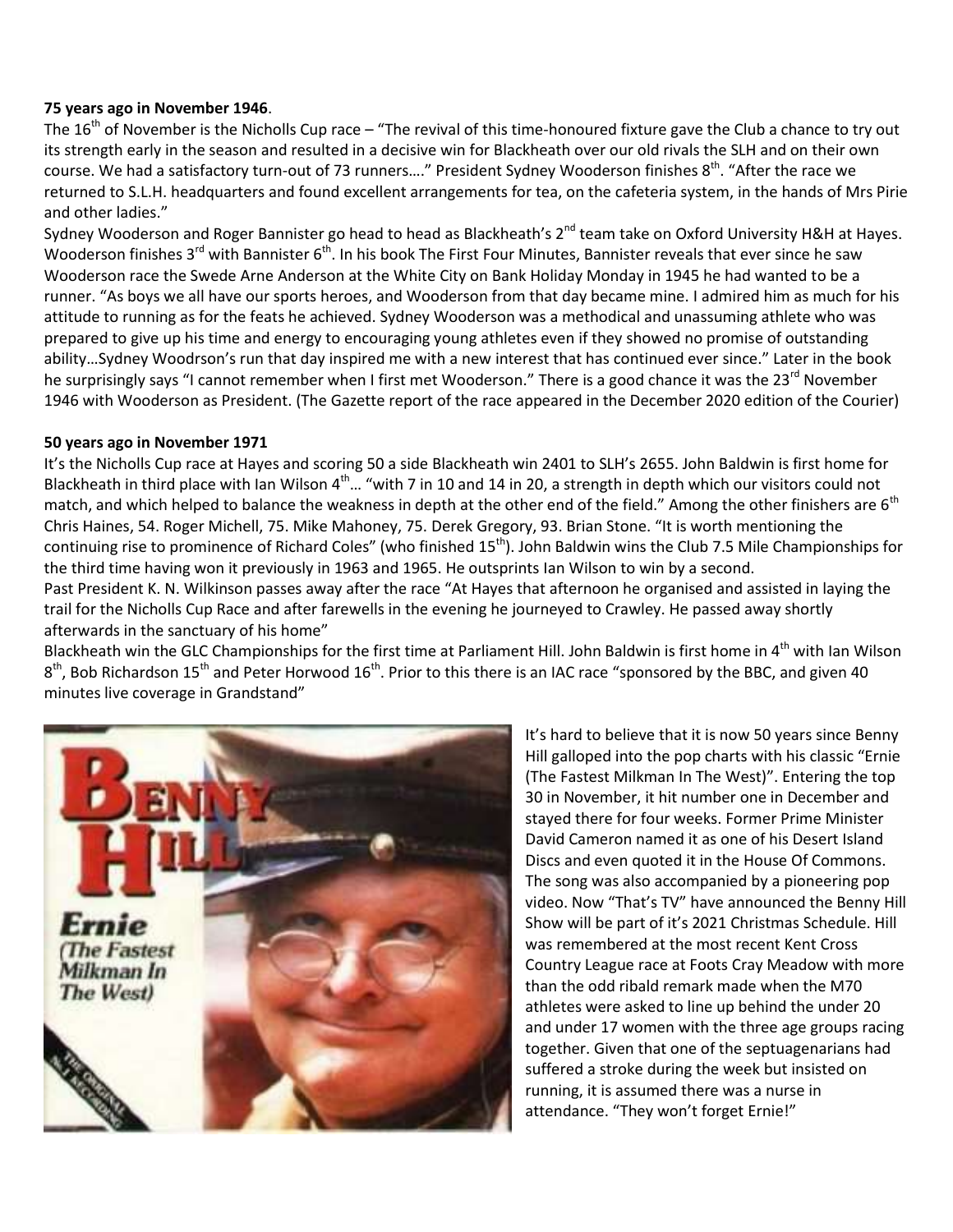**75 years ago in November 1946**.

The 16th of November is the Nicholls Cup race – "The revival of this time-honoured fixture gave the Club a chance to try out its strength early in the season and resulted in a decisive win for Blackheath over our old rivals the SLH and on their own course. We had a satisfactory turn-out of 73 runners…." President Sydney Wooderson finishes 8th. "After the race we returned to S.L.H. headquarters and found excellent arrangements for tea, on the cafeteria system, in the hands of Mrs Pirie and other ladies."

Sydney Wooderson and Roger Bannister go head to head as Blackheath's 2nd team take on Oxford University H&H at Hayes. Wooderson finishes 3rd with Bannister 6th. In his book The First Four Minutes, Bannister reveals that ever since he saw Wooderson race the Swede Arne Anderson at the White City on Bank Holiday Monday in 1945 he had wanted to be a runner. "As boys we all have our sports heroes, and Wooderson from that day became mine. I admired him as much for his attitude to running as for the feats he achieved. Sydney Wooderson was a methodical and unassuming athlete who was prepared to give up his time and energy to encouraging young athletes even if they showed no promise of outstanding ability…Sydney Woodrson's run that day inspired me with a new interest that has continued ever since." Later in the book he surprisingly says "I cannot remember when I first met Wooderson." There is a good chance it was the 23rd November 1946 with Wooderson as President. (The Gazette report of the race appeared in the December 2020 edition of the Courier)

**50 years ago in November 1971**

It's the Nicholls Cup race at Hayes and scoring 50 a side Blackheath win 2401 to SLH's 2655. John Baldwin is first home for Blackheath in third place with Ian Wilson 4th… "with 7 in 10 and 14 in 20, a strength in depth which our visitors could not match, and which helped to balance the weakness in depth at the other end of the field." Among the other finishers are 6th Chris Haines, 54. Roger Michell, 75. Mike Mahoney, 75. Derek Gregory, 93. Brian Stone. "It is worth mentioning the continuing rise to prominence of Richard Coles" (who finished 15th). John Baldwin wins the Club 7.5 Mile Championships for the third time having won it previously in 1963 and 1965. He outsprints Ian Wilson to win by a second.

Past President K. N. Wilkinson passes away after the race "At Hayes that afternoon he organised and assisted in laying the trail for the Nicholls Cup Race and after farewells in the evening he journeyed to Crawley. He passed away shortly afterwards in the sanctuary of his home"

Blackheath win the GLC Championships for the first time at Parliament Hill. John Baldwin is first home in 4th with Ian Wilson 8th, Bob Richardson 15th and Peter Horwood 16th. Prior to this there is an IAC race "sponsored by the BBC, and given 40 minutes live coverage in Grandstand"

It's hard to believe that it is now 50 years since Benny Hill galloped into the pop charts with his classic "Ernie (The Fastest Milkman In The West)". Entering the top 30 in November, it hit number one in December and stayed there for four weeks. Former Prime Minister David Cameron named it as one of his Desert Island Discs and even quoted it in the House Of Commons. The song was also accompanied by a pioneering pop video. Now "That's TV" have announced the Benny Hill Show will be part of it's 2021 Christmas Schedule. Hill was remembered at the most recent Kent Cross Country League race at Foots Cray Meadow with more than the odd ribald remark made when the M70 athletes were asked to line up behind the under 20 and under 17 women with the three age groups racing together. Given that one of the septuagenarians had suffered a stroke during the week but insisted on running, it is assumed there was a nurse in attendance. "They won't forget Ernie!"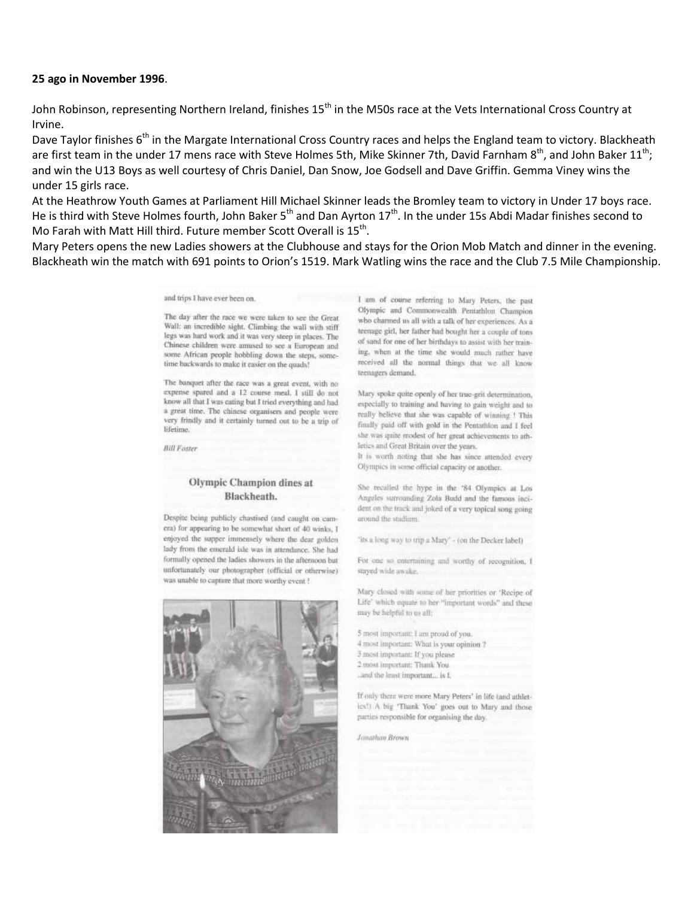**25 ago in November 1996**.

John Robinson, representing Northern Ireland, finishes 15th in the M50s race at the Vets International Cross Country at Irvine.

Dave Taylor finishes 6th in the Margate International Cross Country races and helps the England team to victory. Blackheath are first team in the under 17 mens race with Steve Holmes 5th, Mike Skinner 7th, David Farnham 8th, and John Baker 11th; and win the U13 Boys as well courtesy of Chris Daniel, Dan Snow, Joe Godsell and Dave Griffin. Gemma Viney wins the under 15 girls race.

At the Heathrow Youth Games at Parliament Hill Michael Skinner leads the Bromley team to victory in Under 17 boys race. He is third with Steve Holmes fourth, John Baker 5th and Dan Ayrton 17th. In the under 15s Abdi Madar finishes second to Mo Farah with Matt Hill third. Future member Scott Overall is 15th.

Mary Peters opens the new Ladies showers at the Clubhouse and stays for the Orion Mob Match and dinner in the evening. Blackheath win the match with 691 points to Orion's 1519. Mark Watling wins the race and the Club 7.5 Mile Championship.

and trips I have ever been on.

The day after the race we were taken to see the Great Wall: an incredible sight. Climbing the wall with stiff legs was hard work and it was very steep in places. The Chinese children were amused to see a European and some African people hobbling down the steps, sometime backwards to make it easier on the quads!

The banquet after the race was a great event, with no expense spared and a 12 course meal. I still do not know all that I was eating but I tried everything and had a great time. The chinese organisers and people were very frindly and it certainly turned out to be a trip of lifetime.

*Bill Foster*

## Olympic Champion dines at Blackheath.

Despite being publicly chastised (and caught on camera) for appearing to be somewhat short of 40 winks, I enjoyed the supper immensely where the dear golden lady from the emerald isle was in attendance. She had formally opened the ladies showers in the afternoon but unfortunately our photographer (official or otherwise) was unable to capture that more worthy event !

I am of course referring to Mary Peters, the past Olympic and Commonwealth Pentathlon Champion who charmed us all with a talk of her experiences. As a teenage girl, her father had bought her a couple of tons of sand for one of her birthdays to assist with her training, when at the time she would much rather have received all the normal things that we all know teenagers demand.

Mary spoke quite openly of her true-grit determination, especially to training and having to gain weight and to really believe that she was capable of winning ! This finally paid off with gold in the Pentathlon and I feel she was quite modest of her great achievements to athletics and Great Britain over the years.

It is worth noting that she has since attended every Olympics in some official capacity or another.

She recalled the hype in the '84 Olympics at Los Angeles surrounding Zola Budd and the famous incident on the track and joked of a very topical song going around the stadium.

'its a long way to trip a Mary' - (on the Decker label)

For one so entertaining and worthy of recognition, I stayed wide awake.

Mary closed with some of her priorities or 'Recipe of Life' which equate to her "important words" and these may be helpful to us all:

5 most important: I am proud of you.
4 most important: What is your opinion ?
3 most important: If you please
2 most important: Thank You
..and the least important... is I.

If only there were more Mary Peters' in life (and athletics!) A big 'Thank You' goes out to Mary and those parties responsible for organising the day.

*Jonathan Brown*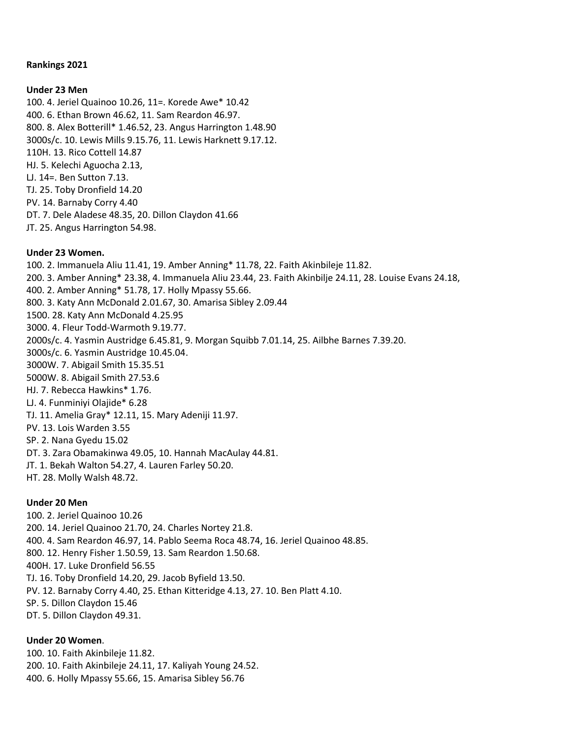**Rankings 2021**

**Under 23 Men**

100. 4. Jeriel Quainoo 10.26, 11=. Korede Awe* 10.42
400. 6. Ethan Brown 46.62, 11. Sam Reardon 46.97.
800. 8. Alex Botterill* 1.46.52, 23. Angus Harrington 1.48.90
3000s/c. 10. Lewis Mills 9.15.76, 11. Lewis Harknett 9.17.12.
110H. 13. Rico Cottell 14.87
HJ. 5. Kelechi Aguocha 2.13,
LJ. 14=. Ben Sutton 7.13.
TJ. 25. Toby Dronfield 14.20
PV. 14. Barnaby Corry 4.40
DT. 7. Dele Aladese 48.35, 20. Dillon Claydon 41.66
JT. 25. Angus Harrington 54.98.

**Under 23 Women.**

100. 2. Immanuela Aliu 11.41, 19. Amber Anning* 11.78, 22. Faith Akinbileje 11.82.
200. 3. Amber Anning* 23.38, 4. Immanuela Aliu 23.44, 23. Faith Akinbilje 24.11, 28. Louise Evans 24.18,
400. 2. Amber Anning* 51.78, 17. Holly Mpassy 55.66.
800. 3. Katy Ann McDonald 2.01.67, 30. Amarisa Sibley 2.09.44
1500. 28. Katy Ann McDonald 4.25.95
3000. 4. Fleur Todd-Warmoth 9.19.77.
2000s/c. 4. Yasmin Austridge 6.45.81, 9. Morgan Squibb 7.01.14, 25. Ailbhe Barnes 7.39.20.
3000s/c. 6. Yasmin Austridge 10.45.04.
3000W. 7. Abigail Smith 15.35.51
5000W. 8. Abigail Smith 27.53.6
HJ. 7. Rebecca Hawkins* 1.76.
LJ. 4. Funminiyi Olajide* 6.28
TJ. 11. Amelia Gray* 12.11, 15. Mary Adeniji 11.97.
PV. 13. Lois Warden 3.55
SP. 2. Nana Gyedu 15.02
DT. 3. Zara Obamakinwa 49.05, 10. Hannah MacAulay 44.81.
JT. 1. Bekah Walton 54.27, 4. Lauren Farley 50.20.
HT. 28. Molly Walsh 48.72.

**Under 20 Men**

100. 2. Jeriel Quainoo 10.26
200. 14. Jeriel Quainoo 21.70, 24. Charles Nortey 21.8.
400. 4. Sam Reardon 46.97, 14. Pablo Seema Roca 48.74, 16. Jeriel Quainoo 48.85.
800. 12. Henry Fisher 1.50.59, 13. Sam Reardon 1.50.68.
400H. 17. Luke Dronfield 56.55
TJ. 16. Toby Dronfield 14.20, 29. Jacob Byfield 13.50.
PV. 12. Barnaby Corry 4.40, 25. Ethan Kitteridge 4.13, 27. 10. Ben Platt 4.10.
SP. 5. Dillon Claydon 15.46
DT. 5. Dillon Claydon 49.31.

**Under 20 Women**.

100. 10. Faith Akinbileje 11.82.
200. 10. Faith Akinbileje 24.11, 17. Kaliyah Young 24.52.
400. 6. Holly Mpassy 55.66, 15. Amarisa Sibley 56.76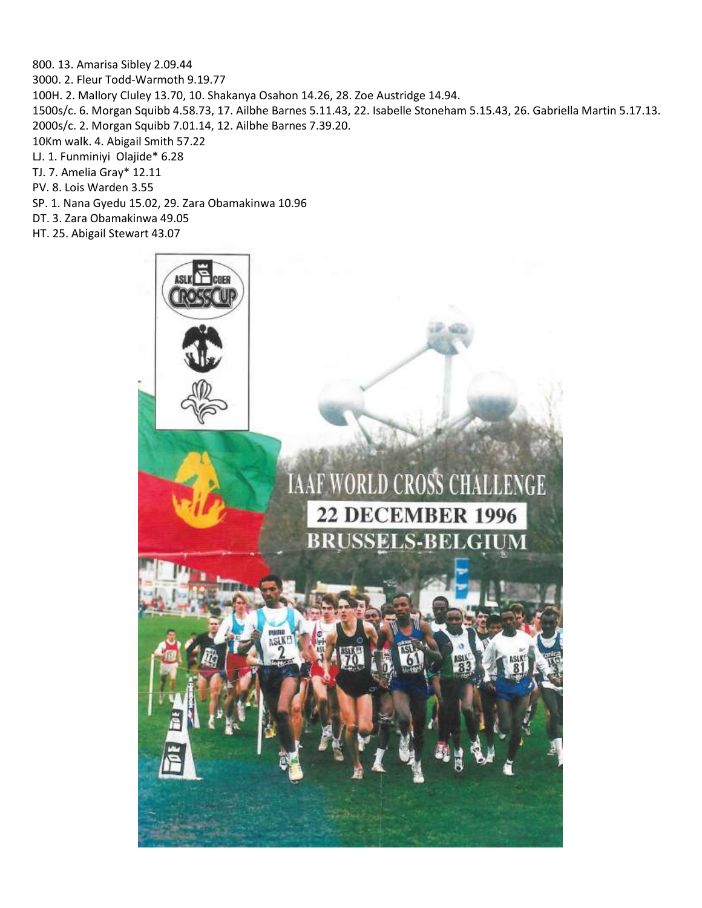800. 13. Amarisa Sibley 2.09.44
3000. 2. Fleur Todd-Warmoth 9.19.77
100H. 2. Mallory Cluley 13.70, 10. Shakanya Osahon 14.26, 28. Zoe Austridge 14.94.
1500s/c. 6. Morgan Squibb 4.58.73, 17. Ailbhe Barnes 5.11.43, 22. Isabelle Stoneham 5.15.43, 26. Gabriella Martin 5.17.13.
2000s/c. 2. Morgan Squibb 7.01.14, 12. Ailbhe Barnes 7.39.20.
10Km walk. 4. Abigail Smith 57.22
LJ. 1. Funminiyi Olajide* 6.28
TJ. 7. Amelia Gray* 12.11
PV. 8. Lois Warden 3.55
SP. 1. Nana Gyedu 15.02, 29. Zara Obamakinwa 10.96
DT. 3. Zara Obamakinwa 49.05
HT. 25. Abigail Stewart 43.07